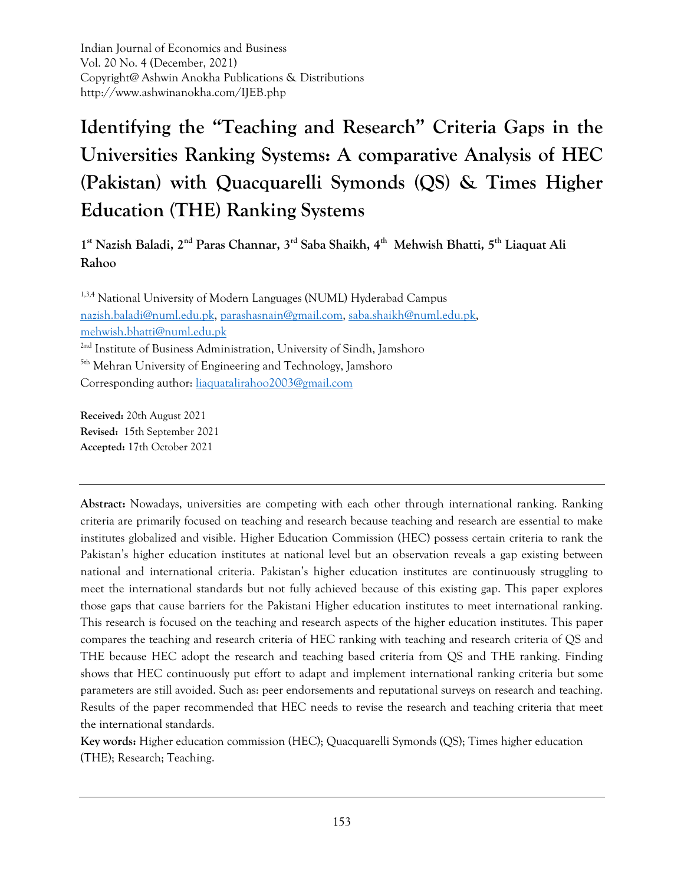Indian Journal of Economics and Business
Vol. 20 No. 4 (December, 2021)
Copyright@ Ashwin Anokha Publications & Distributions
http://www.ashwinanokha.com/IJEB.php

# Identifying the "Teaching and Research" Criteria Gaps in the Universities Ranking Systems: A comparative Analysis of HEC (Pakistan) with Quacquarelli Symonds (QS) & Times Higher Education (THE) Ranking Systems

**1st Nazish Baladi, 2nd Paras Channar, 3rd Saba Shaikh, 4th Mehwish Bhatti, 5th Liaquat Ali Rahoo**

[1,3,4] National University of Modern Languages (NUML) Hyderabad Campus
nazish.baladi@numl.edu.pk, parashasnain@gmail.com, saba.shaikh@numl.edu.pk, mehwish.bhatti@numl.edu.pk
[2nd] Institute of Business Administration, University of Sindh, Jamshoro
[5th] Mehran University of Engineering and Technology, Jamshoro
Corresponding author: liaquatalirahoo2003@gmail.com

**Received:** 20th August 2021
**Revised:** 15th September 2021
**Accepted:** 17th October 2021

---

**Abstract:** Nowadays, universities are competing with each other through international ranking. Ranking criteria are primarily focused on teaching and research because teaching and research are essential to make institutes globalized and visible. Higher Education Commission (HEC) possess certain criteria to rank the Pakistan's higher education institutes at national level but an observation reveals a gap existing between national and international criteria. Pakistan's higher education institutes are continuously struggling to meet the international standards but not fully achieved because of this existing gap. This paper explores those gaps that cause barriers for the Pakistani Higher education institutes to meet international ranking. This research is focused on the teaching and research aspects of the higher education institutes. This paper compares the teaching and research criteria of HEC ranking with teaching and research criteria of QS and THE because HEC adopt the research and teaching based criteria from QS and THE ranking. Finding shows that HEC continuously put effort to adapt and implement international ranking criteria but some parameters are still avoided. Such as: peer endorsements and reputational surveys on research and teaching. Results of the paper recommended that HEC needs to revise the research and teaching criteria that meet the international standards.

**Key words:** Higher education commission (HEC); Quacquarelli Symonds (QS); Times higher education (THE); Research; Teaching.

---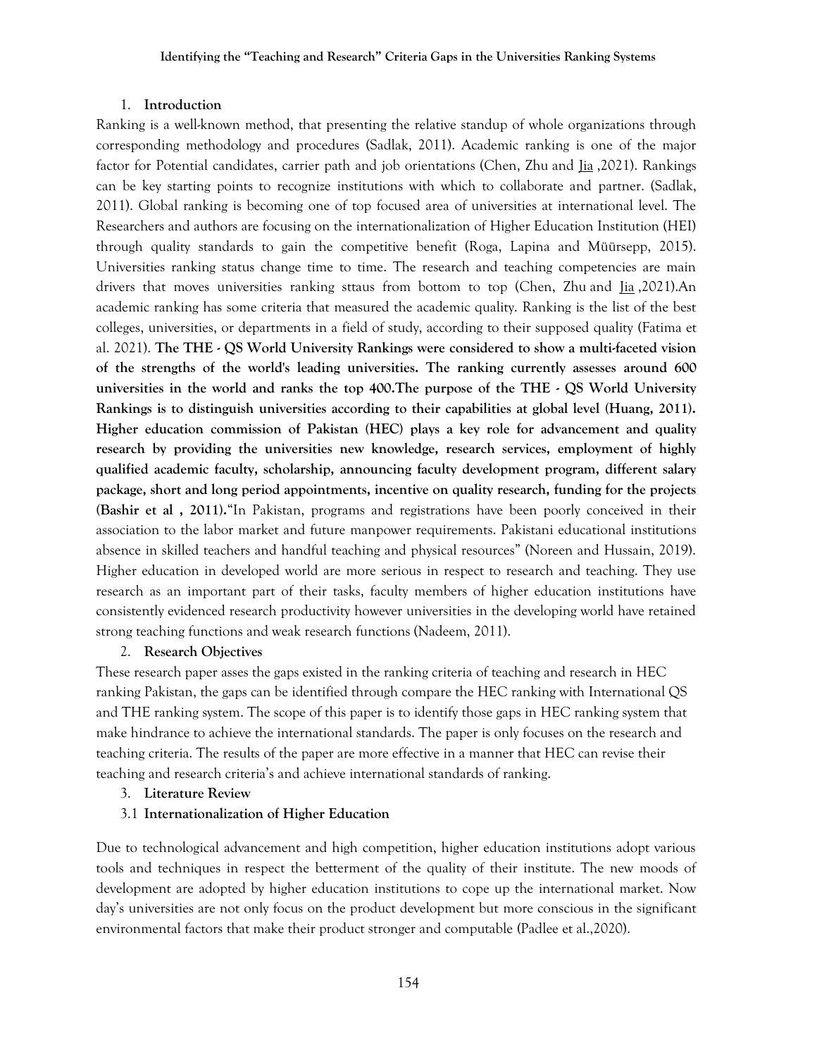## 1. Introduction

Ranking is a well-known method, that presenting the relative standup of whole organizations through corresponding methodology and procedures (Sadlak, 2011). Academic ranking is one of the major factor for Potential candidates, carrier path and job orientations (Chen, Zhu and Jia ,2021). Rankings can be key starting points to recognize institutions with which to collaborate and partner. (Sadlak, 2011). Global ranking is becoming one of top focused area of universities at international level. The Researchers and authors are focusing on the internationalization of Higher Education Institution (HEI) through quality standards to gain the competitive benefit (Roga, Lapina and Müürsepp, 2015). Universities ranking status change time to time. The research and teaching competencies are main drivers that moves universities ranking sttaus from bottom to top (Chen, Zhu and Jia ,2021).An academic ranking has some criteria that measured the academic quality. Ranking is the list of the best colleges, universities, or departments in a field of study, according to their supposed quality (Fatima et al. 2021). **The THE - QS World University Rankings were considered to show a multi-faceted vision of the strengths of the world's leading universities. The ranking currently assesses around 600 universities in the world and ranks the top 400.The purpose of the THE - QS World University Rankings is to distinguish universities according to their capabilities at global level (Huang, 2011). Higher education commission of Pakistan (HEC) plays a key role for advancement and quality research by providing the universities new knowledge, research services, employment of highly qualified academic faculty, scholarship, announcing faculty development program, different salary package, short and long period appointments, incentive on quality research, funding for the projects (Bashir et al , 2011).**"In Pakistan, programs and registrations have been poorly conceived in their association to the labor market and future manpower requirements. Pakistani educational institutions absence in skilled teachers and handful teaching and physical resources" (Noreen and Hussain, 2019). Higher education in developed world are more serious in respect to research and teaching. They use research as an important part of their tasks, faculty members of higher education institutions have consistently evidenced research productivity however universities in the developing world have retained strong teaching functions and weak research functions (Nadeem, 2011).

## 2. Research Objectives

These research paper asses the gaps existed in the ranking criteria of teaching and research in HEC ranking Pakistan, the gaps can be identified through compare the HEC ranking with International QS and THE ranking system. The scope of this paper is to identify those gaps in HEC ranking system that make hindrance to achieve the international standards. The paper is only focuses on the research and teaching criteria. The results of the paper are more effective in a manner that HEC can revise their teaching and research criteria's and achieve international standards of ranking.

## 3. Literature Review

### 3.1 Internationalization of Higher Education

Due to technological advancement and high competition, higher education institutions adopt various tools and techniques in respect the betterment of the quality of their institute. The new moods of development are adopted by higher education institutions to cope up the international market. Now day's universities are not only focus on the product development but more conscious in the significant environmental factors that make their product stronger and computable (Padlee et al.,2020).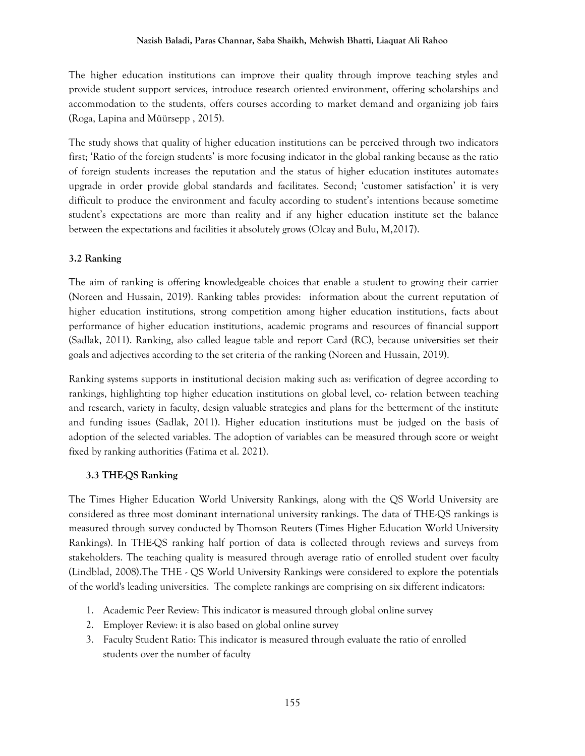The higher education institutions can improve their quality through improve teaching styles and provide student support services, introduce research oriented environment, offering scholarships and accommodation to the students, offers courses according to market demand and organizing job fairs (Roga, Lapina and Müürsepp , 2015).

The study shows that quality of higher education institutions can be perceived through two indicators first; 'Ratio of the foreign students' is more focusing indicator in the global ranking because as the ratio of foreign students increases the reputation and the status of higher education institutes automates upgrade in order provide global standards and facilitates. Second; 'customer satisfaction' it is very difficult to produce the environment and faculty according to student's intentions because sometime student's expectations are more than reality and if any higher education institute set the balance between the expectations and facilities it absolutely grows (Olcay and Bulu, M,2017).

### 3.2 Ranking

The aim of ranking is offering knowledgeable choices that enable a student to growing their carrier (Noreen and Hussain, 2019). Ranking tables provides: information about the current reputation of higher education institutions, strong competition among higher education institutions, facts about performance of higher education institutions, academic programs and resources of financial support (Sadlak, 2011). Ranking, also called league table and report Card (RC), because universities set their goals and adjectives according to the set criteria of the ranking (Noreen and Hussain, 2019).

Ranking systems supports in institutional decision making such as: verification of degree according to rankings, highlighting top higher education institutions on global level, co- relation between teaching and research, variety in faculty, design valuable strategies and plans for the betterment of the institute and funding issues (Sadlak, 2011). Higher education institutions must be judged on the basis of adoption of the selected variables. The adoption of variables can be measured through score or weight fixed by ranking authorities (Fatima et al. 2021).

### 3.3 THE-QS Ranking

The Times Higher Education World University Rankings, along with the QS World University are considered as three most dominant international university rankings. The data of THE-QS rankings is measured through survey conducted by Thomson Reuters (Times Higher Education World University Rankings). In THE-QS ranking half portion of data is collected through reviews and surveys from stakeholders. The teaching quality is measured through average ratio of enrolled student over faculty (Lindblad, 2008).The THE - QS World University Rankings were considered to explore the potentials of the world's leading universities. The complete rankings are comprising on six different indicators:

1. Academic Peer Review: This indicator is measured through global online survey
2. Employer Review: it is also based on global online survey
3. Faculty Student Ratio: This indicator is measured through evaluate the ratio of enrolled students over the number of faculty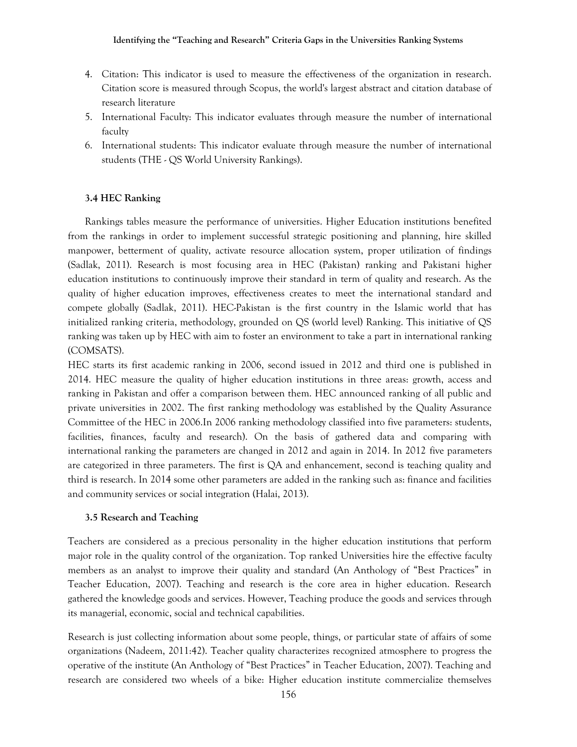4. Citation: This indicator is used to measure the effectiveness of the organization in research. Citation score is measured through Scopus, the world's largest abstract and citation database of research literature
5. International Faculty: This indicator evaluates through measure the number of international faculty
6. International students: This indicator evaluate through measure the number of international students (THE - QS World University Rankings).

### 3.4 HEC Ranking

Rankings tables measure the performance of universities. Higher Education institutions benefited from the rankings in order to implement successful strategic positioning and planning, hire skilled manpower, betterment of quality, activate resource allocation system, proper utilization of findings (Sadlak, 2011). Research is most focusing area in HEC (Pakistan) ranking and Pakistani higher education institutions to continuously improve their standard in term of quality and research. As the quality of higher education improves, effectiveness creates to meet the international standard and compete globally (Sadlak, 2011). HEC-Pakistan is the first country in the Islamic world that has initialized ranking criteria, methodology, grounded on QS (world level) Ranking. This initiative of QS ranking was taken up by HEC with aim to foster an environment to take a part in international ranking (COMSATS).

HEC starts its first academic ranking in 2006, second issued in 2012 and third one is published in 2014. HEC measure the quality of higher education institutions in three areas: growth, access and ranking in Pakistan and offer a comparison between them. HEC announced ranking of all public and private universities in 2002. The first ranking methodology was established by the Quality Assurance Committee of the HEC in 2006.In 2006 ranking methodology classified into five parameters: students, facilities, finances, faculty and research). On the basis of gathered data and comparing with international ranking the parameters are changed in 2012 and again in 2014. In 2012 five parameters are categorized in three parameters. The first is QA and enhancement, second is teaching quality and third is research. In 2014 some other parameters are added in the ranking such as: finance and facilities and community services or social integration (Halai, 2013).

### 3.5 Research and Teaching

Teachers are considered as a precious personality in the higher education institutions that perform major role in the quality control of the organization. Top ranked Universities hire the effective faculty members as an analyst to improve their quality and standard (An Anthology of "Best Practices" in Teacher Education, 2007). Teaching and research is the core area in higher education. Research gathered the knowledge goods and services. However, Teaching produce the goods and services through its managerial, economic, social and technical capabilities.

Research is just collecting information about some people, things, or particular state of affairs of some organizations (Nadeem, 2011:42). Teacher quality characterizes recognized atmosphere to progress the operative of the institute (An Anthology of "Best Practices" in Teacher Education, 2007). Teaching and research are considered two wheels of a bike: Higher education institute commercialize themselves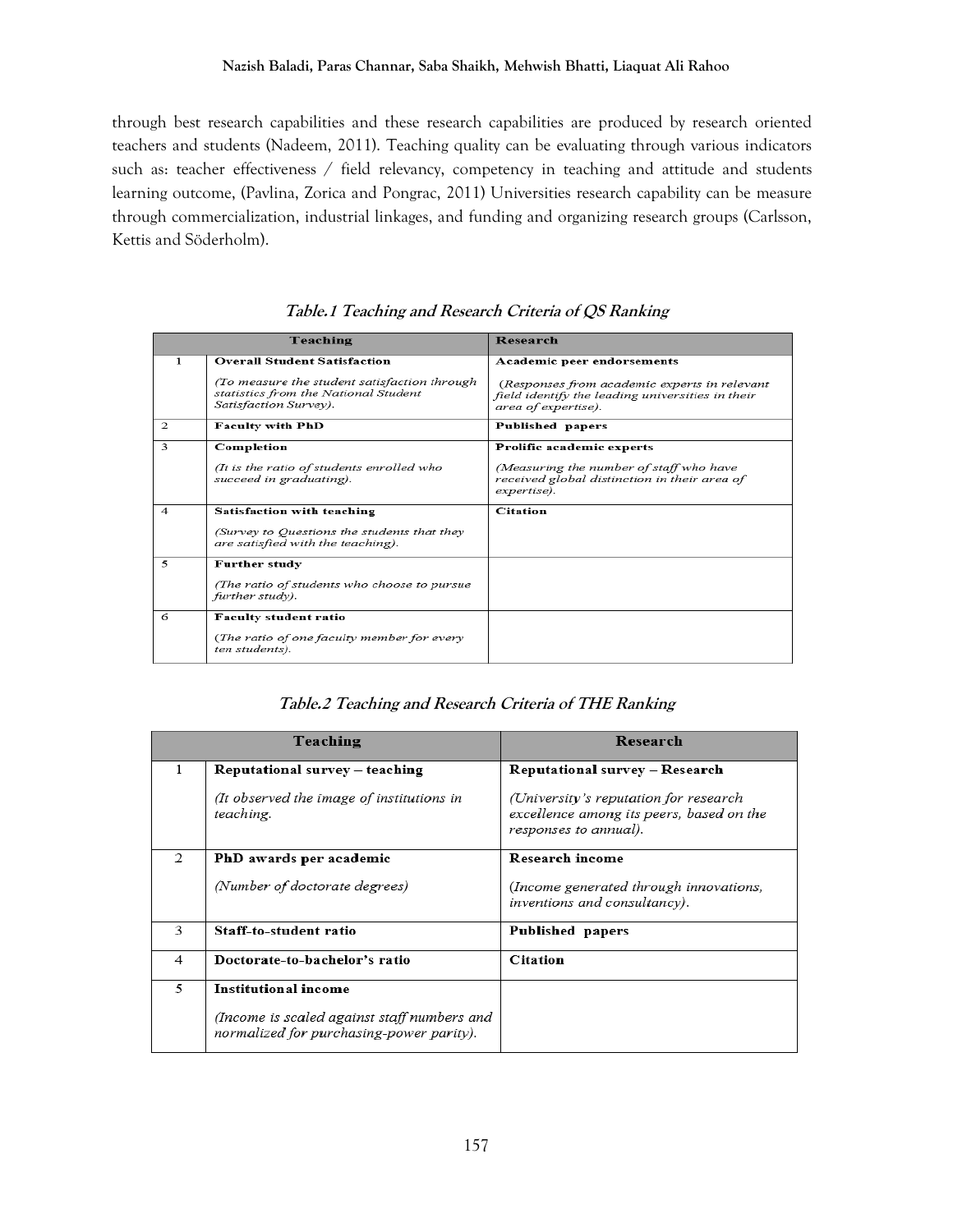through best research capabilities and these research capabilities are produced by research oriented teachers and students (Nadeem, 2011). Teaching quality can be evaluating through various indicators such as: teacher effectiveness / field relevancy, competency in teaching and attitude and students learning outcome, (Pavlina, Zorica and Pongrac, 2011) Universities research capability can be measure through commercialization, industrial linkages, and funding and organizing research groups (Carlsson, Kettis and Söderholm).

**Table.1 Teaching and Research Criteria of QS Ranking**

| | Teaching | Research |
|---|---|---|
| 1 | **Overall Student Satisfaction**<br>*(To measure the student satisfaction through statistics from the National Student Satisfaction Survey).* | **Academic peer endorsements**<br>*(Responses from academic experts in relevant field identify the leading universities in their area of expertise).* |
| 2 | **Faculty with PhD** | **Published papers** |
| 3 | **Completion**<br>*(It is the ratio of students enrolled who succeed in graduating).* | **Prolific academic experts**<br>*(Measuring the number of staff who have received global distinction in their area of expertise).* |
| 4 | **Satisfaction with teaching**<br>*(Survey to Questions the students that they are satisfied with the teaching).* | **Citation** |
| 5 | **Further study**<br>*(The ratio of students who choose to pursue further study).* | |
| 6 | **Faculty student ratio**<br>*(The ratio of one faculty member for every ten students).* | |

**Table.2 Teaching and Research Criteria of THE Ranking**

| | Teaching | Research |
|---|---|---|
| 1 | **Reputational survey – teaching**<br>*(It observed the image of institutions in teaching.* | **Reputational survey – Research**<br>*(University's reputation for research excellence among its peers, based on the responses to annual).* |
| 2 | **PhD awards per academic**<br>*(Number of doctorate degrees)* | **Research income**<br>*(Income generated through innovations, inventions and consultancy).* |
| 3 | **Staff-to-student ratio** | **Published papers** |
| 4 | **Doctorate-to-bachelor's ratio** | **Citation** |
| 5 | **Institutional income**<br>*(Income is scaled against staff numbers and normalized for purchasing-power parity).* | |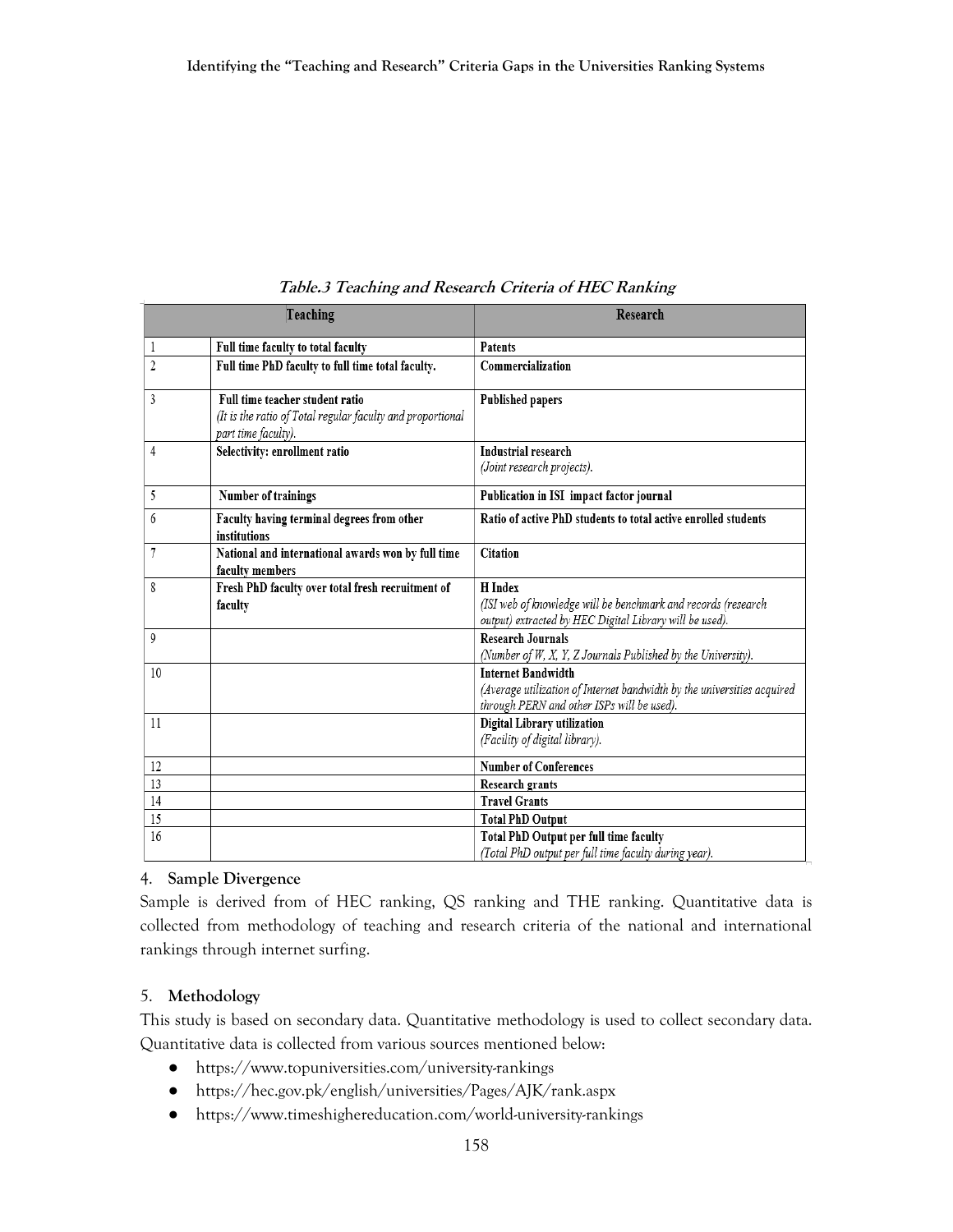**Table.3 Teaching and Research Criteria of HEC Ranking**

| | Teaching | Research |
|---|---|---|
| 1 | **Full time faculty to total faculty** | **Patents** |
| 2 | **Full time PhD faculty to full time total faculty.** | **Commercialization** |
| 3 | **Full time teacher student ratio** *(It is the ratio of Total regular faculty and proportional part time faculty).* | **Published papers** |
| 4 | **Selectivity: enrollment ratio** | **Industrial research** *(Joint research projects).* |
| 5 | **Number of trainings** | **Publication in ISI impact factor journal** |
| 6 | **Faculty having terminal degrees from other institutions** | **Ratio of active PhD students to total active enrolled students** |
| 7 | **National and international awards won by full time faculty members** | **Citation** |
| 8 | **Fresh PhD faculty over total fresh recruitment of faculty** | **H Index** *(ISI web of knowledge will be benchmark and records (research output) extracted by HEC Digital Library will be used).* |
| 9 | | **Research Journals** *(Number of W, X, Y, Z Journals Published by the University).* |
| 10 | | **Internet Bandwidth** *(Average utilization of Internet bandwidth by the universities acquired through PERN and other ISPs will be used).* |
| 11 | | **Digital Library utilization** *(Facility of digital library).* |
| 12 | | **Number of Conferences** |
| 13 | | **Research grants** |
| 14 | | **Travel Grants** |
| 15 | | **Total PhD Output** |
| 16 | | **Total PhD Output per full time faculty** *(Total PhD output per full time faculty during year).* |

## 4. Sample Divergence

Sample is derived from of HEC ranking, QS ranking and THE ranking. Quantitative data is collected from methodology of teaching and research criteria of the national and international rankings through internet surfing.

## 5. Methodology

This study is based on secondary data. Quantitative methodology is used to collect secondary data. Quantitative data is collected from various sources mentioned below:

- https://www.topuniversities.com/university-rankings
- https://hec.gov.pk/english/universities/Pages/AJK/rank.aspx
- https://www.timeshighereducation.com/world-university-rankings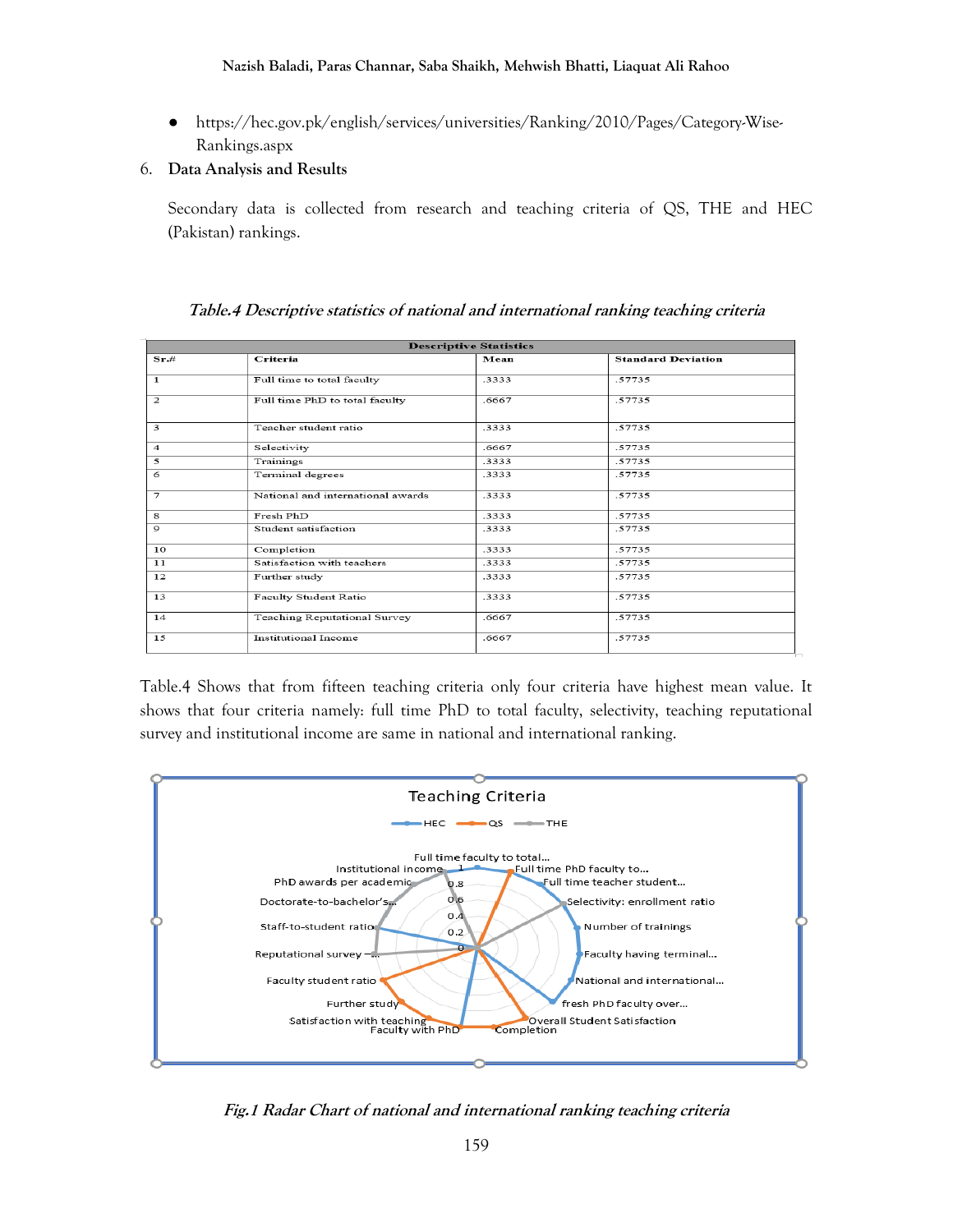- https://hec.gov.pk/english/services/universities/Ranking/2010/Pages/Category-Wise-Rankings.aspx

6. **Data Analysis and Results**

Secondary data is collected from research and teaching criteria of QS, THE and HEC (Pakistan) rankings.

***Table.4 Descriptive statistics of national and international ranking teaching criteria***

| Descriptive Statistics | | | |
|---|---|---|---|
| **Sr.#** | **Criteria** | **Mean** | **Standard Deviation** |
| 1 | Full time to total faculty | .3333 | .57735 |
| 2 | Full time PhD to total faculty | .6667 | .57735 |
| 3 | Teacher student ratio | .3333 | .57735 |
| 4 | Selectivity | .6667 | .57735 |
| 5 | Trainings | .3333 | .57735 |
| 6 | Terminal degrees | .3333 | .57735 |
| 7 | National and international awards | .3333 | .57735 |
| 8 | Fresh PhD | .3333 | .57735 |
| 9 | Student satisfaction | .3333 | .57735 |
| 10 | Completion | .3333 | .57735 |
| 11 | Satisfaction with teachers | .3333 | .57735 |
| 12 | Further study | .3333 | .57735 |
| 13 | Faculty Student Ratio | .3333 | .57735 |
| 14 | Teaching Reputational Survey | .6667 | .57735 |
| 15 | Institutional Income | .6667 | .57735 |

Table.4 Shows that from fifteen teaching criteria only four criteria have highest mean value. It shows that four criteria namely: full time PhD to total faculty, selectivity, teaching reputational survey and institutional income are same in national and international ranking.

Teaching Criteria

HEC QS THE

Full time faculty to total...
Full time PhD faculty to...
Full time teacher student...
Selectivity: enrollment ratio
Number of trainings
Faculty having terminal...
National and international...
fresh PhD faculty over...
Overall Student Satisfaction
Completion
Faculty with PhD
Satisfaction with teaching
Further study
Faculty student ratio
Reputational survey
Staff-to-student ratio
Doctorate-to-bachelor's...
PhD awards per academic
Institutional income

1
0.8
0.6
0.4
0.2
0

***Fig.1 Radar Chart of national and international ranking teaching criteria***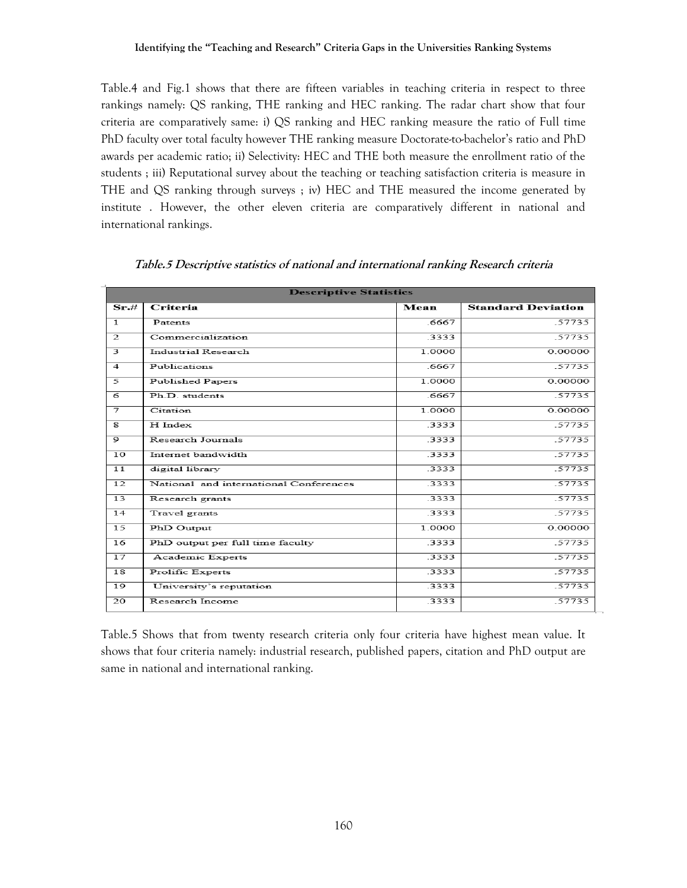Table.4 and Fig.1 shows that there are fifteen variables in teaching criteria in respect to three rankings namely: QS ranking, THE ranking and HEC ranking. The radar chart show that four criteria are comparatively same: i) QS ranking and HEC ranking measure the ratio of Full time PhD faculty over total faculty however THE ranking measure Doctorate-to-bachelor's ratio and PhD awards per academic ratio; ii) Selectivity: HEC and THE both measure the enrollment ratio of the students ; iii) Reputational survey about the teaching or teaching satisfaction criteria is measure in THE and QS ranking through surveys ; iv) HEC and THE measured the income generated by institute . However, the other eleven criteria are comparatively different in national and international rankings.

***Table.5 Descriptive statistics of national and international ranking Research criteria***

| Descriptive Statistics | | | |
|---|---|---|---|
| **Sr.#** | **Criteria** | **Mean** | **Standard Deviation** |
| 1 | Patents | .6667 | .57735 |
| 2 | Commercialization | .3333 | .57735 |
| 3 | Industrial Research | 1.0000 | 0.00000 |
| 4 | Publications | .6667 | .57735 |
| 5 | Published Papers | 1.0000 | 0.00000 |
| 6 | Ph.D. students | .6667 | .57735 |
| 7 | Citation | 1.0000 | 0.00000 |
| 8 | H Index | .3333 | .57735 |
| 9 | Research Journals | .3333 | .57735 |
| 10 | Internet bandwidth | .3333 | .57735 |
| 11 | digital library | .3333 | .57735 |
| 12 | National and international Conferences | .3333 | .57735 |
| 13 | Research grants | .3333 | .57735 |
| 14 | Travel grants | .3333 | .57735 |
| 15 | PhD Output | 1.0000 | 0.00000 |
| 16 | PhD output per full time faculty | .3333 | .57735 |
| 17 | Academic Experts | .3333 | .57735 |
| 18 | Prolific Experts | .3333 | .57735 |
| 19 | University's reputation | .3333 | .57735 |
| 20 | Research Income | .3333 | .57735 |

Table.5 Shows that from twenty research criteria only four criteria have highest mean value. It shows that four criteria namely: industrial research, published papers, citation and PhD output are same in national and international ranking.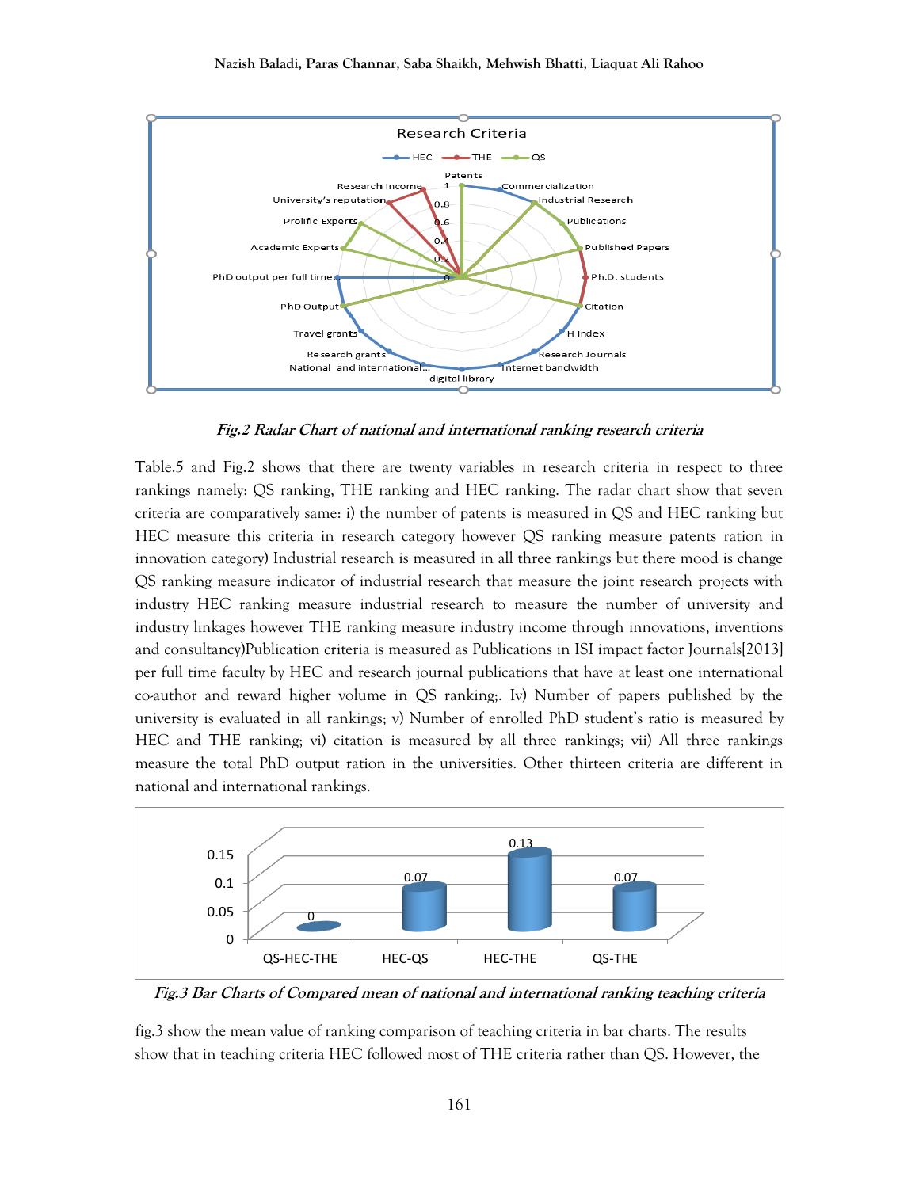Research Criteria

HEC THE QS

Patents
1
0.8
0.6
0.4
0.2
0

Commercialization
Industrial Research
Publications
Published Papers
Ph.D. students
Citation
H Index
Research Journals
Internet bandwidth
digital library
National and International...
Research grants
Travel grants
PhD Output
PhD output per full time
Academic Experts
Prolific Experts
University's reputation
Research Income

***Fig.2 Radar Chart of national and international ranking research criteria***

Table.5 and Fig.2 shows that there are twenty variables in research criteria in respect to three rankings namely: QS ranking, THE ranking and HEC ranking. The radar chart show that seven criteria are comparatively same: i) the number of patents is measured in QS and HEC ranking but HEC measure this criteria in research category however QS ranking measure patents ration in innovation category) Industrial research is measured in all three rankings but there mood is change QS ranking measure indicator of industrial research that measure the joint research projects with industry HEC ranking measure industrial research to measure the number of university and industry linkages however THE ranking measure industry income through innovations, inventions and consultancy)Publication criteria is measured as Publications in ISI impact factor Journals[2013] per full time faculty by HEC and research journal publications that have at least one international co-author and reward higher volume in QS ranking;. Iv) Number of papers published by the university is evaluated in all rankings; v) Number of enrolled PhD student's ratio is measured by HEC and THE ranking; vi) citation is measured by all three rankings; vii) All three rankings measure the total PhD output ration in the universities. Other thirteen criteria are different in national and international rankings.

0.15
0.1
0.05
0

0
0.07
0.13
0.07

QS-HEC-THE
HEC-QS
HEC-THE
QS-THE

***Fig.3 Bar Charts of Compared mean of national and international ranking teaching criteria***

fig.3 show the mean value of ranking comparison of teaching criteria in bar charts. The results show that in teaching criteria HEC followed most of THE criteria rather than QS. However, the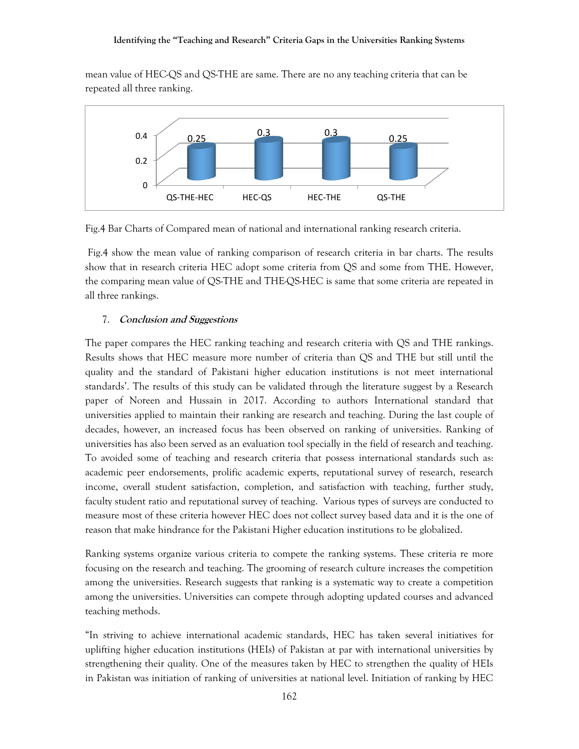mean value of HEC-QS and QS-THE are same. There are no any teaching criteria that can be repeated all three ranking.

0.4
0.2
0
0.25
0.3
0.3
0.25
QS-THE-HEC
HEC-QS
HEC-THE
QS-THE

Fig.4 Bar Charts of Compared mean of national and international ranking research criteria.

Fig.4 show the mean value of ranking comparison of research criteria in bar charts. The results show that in research criteria HEC adopt some criteria from QS and some from THE. However, the comparing mean value of QS-THE and THE-QS-HEC is same that some criteria are repeated in all three rankings.

## 7. *Conclusion and Suggestions*

The paper compares the HEC ranking teaching and research criteria with QS and THE rankings. Results shows that HEC measure more number of criteria than QS and THE but still until the quality and the standard of Pakistani higher education institutions is not meet international standards'. The results of this study can be validated through the literature suggest by a Research paper of Noreen and Hussain in 2017. According to authors International standard that universities applied to maintain their ranking are research and teaching. During the last couple of decades, however, an increased focus has been observed on ranking of universities. Ranking of universities has also been served as an evaluation tool specially in the field of research and teaching. To avoided some of teaching and research criteria that possess international standards such as: academic peer endorsements, prolific academic experts, reputational survey of research, research income, overall student satisfaction, completion, and satisfaction with teaching, further study, faculty student ratio and reputational survey of teaching. Various types of surveys are conducted to measure most of these criteria however HEC does not collect survey based data and it is the one of reason that make hindrance for the Pakistani Higher education institutions to be globalized.

Ranking systems organize various criteria to compete the ranking systems. These criteria re more focusing on the research and teaching. The grooming of research culture increases the competition among the universities. Research suggests that ranking is a systematic way to create a competition among the universities. Universities can compete through adopting updated courses and advanced teaching methods.

"In striving to achieve international academic standards, HEC has taken several initiatives for uplifting higher education institutions (HEIs) of Pakistan at par with international universities by strengthening their quality. One of the measures taken by HEC to strengthen the quality of HEIs in Pakistan was initiation of ranking of universities at national level. Initiation of ranking by HEC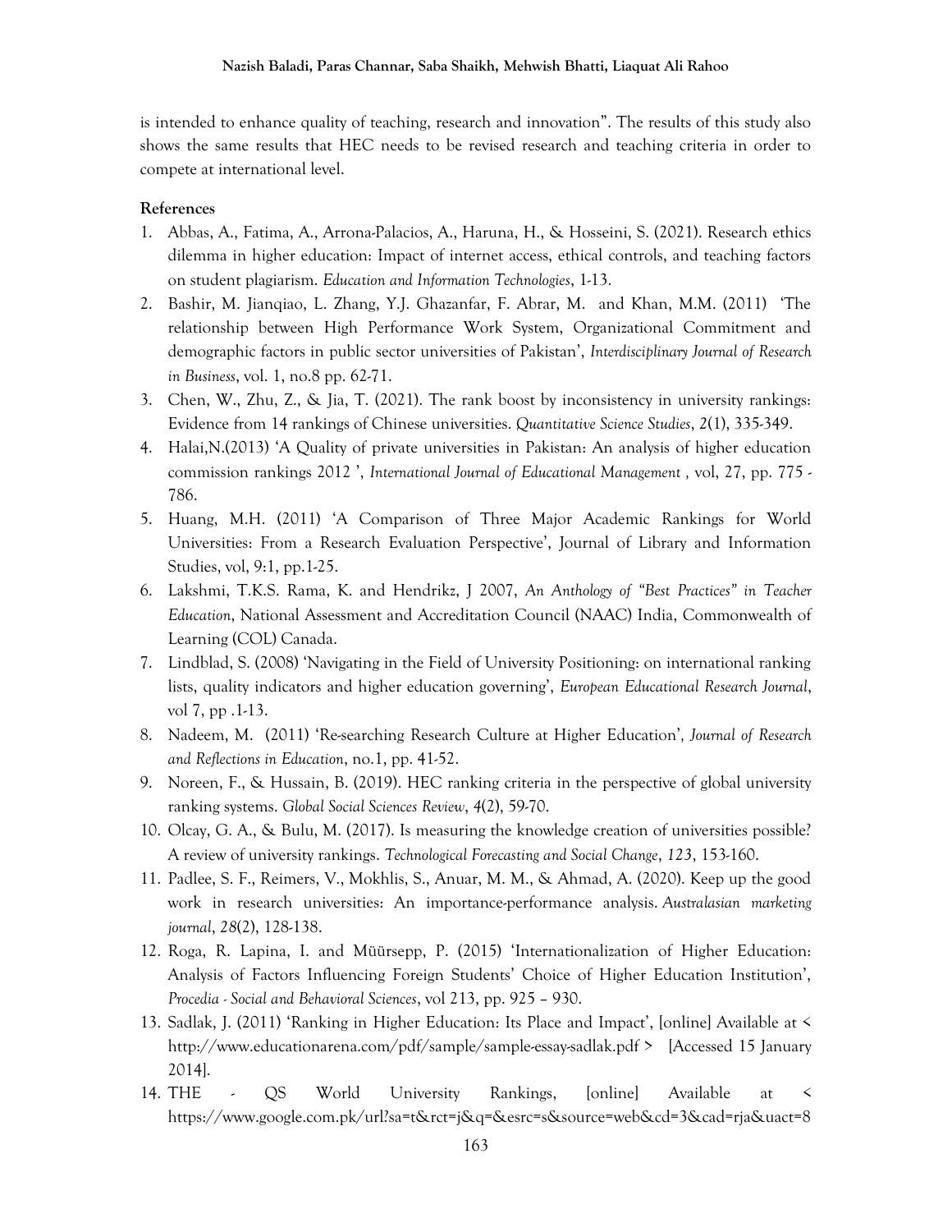is intended to enhance quality of teaching, research and innovation". The results of this study also shows the same results that HEC needs to be revised research and teaching criteria in order to compete at international level.

**References**

1. Abbas, A., Fatima, A., Arrona-Palacios, A., Haruna, H., & Hosseini, S. (2021). Research ethics dilemma in higher education: Impact of internet access, ethical controls, and teaching factors on student plagiarism. *Education and Information Technologies*, 1-13.
2. Bashir, M. Jianqiao, L. Zhang, Y.J. Ghazanfar, F. Abrar, M. and Khan, M.M. (2011) 'The relationship between High Performance Work System, Organizational Commitment and demographic factors in public sector universities of Pakistan', *Interdisciplinary Journal of Research in Business*, vol. 1, no.8 pp. 62-71.
3. Chen, W., Zhu, Z., & Jia, T. (2021). The rank boost by inconsistency in university rankings: Evidence from 14 rankings of Chinese universities. *Quantitative Science Studies*, *2*(1), 335-349.
4. Halai,N.(2013) 'A Quality of private universities in Pakistan: An analysis of higher education commission rankings 2012 ', *International Journal of Educational Management ,* vol, 27, pp. 775 - 786.
5. Huang, M.H. (2011) 'A Comparison of Three Major Academic Rankings for World Universities: From a Research Evaluation Perspective', Journal of Library and Information Studies, vol, 9:1, pp.1-25.
6. Lakshmi, T.K.S. Rama, K. and Hendrikz, J 2007, *An Anthology of "Best Practices" in Teacher Education*, National Assessment and Accreditation Council (NAAC) India, Commonwealth of Learning (COL) Canada.
7. Lindblad, S. (2008) 'Navigating in the Field of University Positioning: on international ranking lists, quality indicators and higher education governing', *European Educational Research Journal*, vol 7, pp .1-13.
8. Nadeem, M. (2011) 'Re-searching Research Culture at Higher Education'*, Journal of Research and Reflections in Education*, no.1, pp. 41-52.
9. Noreen, F., & Hussain, B. (2019). HEC ranking criteria in the perspective of global university ranking systems. *Global Social Sciences Review*, *4*(2), 59-70.
10. Olcay, G. A., & Bulu, M. (2017). Is measuring the knowledge creation of universities possible? A review of university rankings. *Technological Forecasting and Social Change*, *123*, 153-160.
11. Padlee, S. F., Reimers, V., Mokhlis, S., Anuar, M. M., & Ahmad, A. (2020). Keep up the good work in research universities: An importance-performance analysis. *Australasian marketing journal*, *28*(2), 128-138.
12. Roga, R. Lapina, I. and Müürsepp, P. (2015) 'Internationalization of Higher Education: Analysis of Factors Influencing Foreign Students' Choice of Higher Education Institution', *Procedia - Social and Behavioral Sciences*, vol 213, pp. 925 – 930.
13. Sadlak, J. (2011) 'Ranking in Higher Education: Its Place and Impact', [online] Available at < http://www.educationarena.com/pdf/sample/sample-essay-sadlak.pdf > [Accessed 15 January 2014].
14. THE - QS World University Rankings, [online] Available at < https://www.google.com.pk/url?sa=t&rct=j&q=&esrc=s&source=web&cd=3&cad=rja&uact=8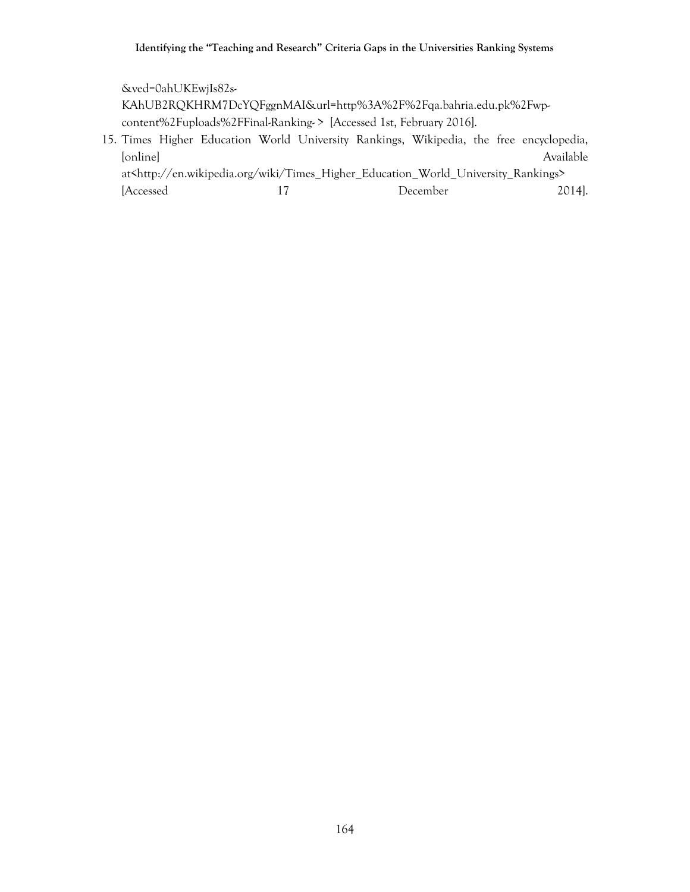&ved=0ahUKEwjIs82s-KAhUB2RQKHRM7DcYQFggnMAI&url=http%3A%2F%2Fqa.bahria.edu.pk%2Fwp-content%2Fuploads%2FFinal-Ranking- > [Accessed 1st, February 2016].

15. Times Higher Education World University Rankings, Wikipedia, the free encyclopedia, [online] Available at<http://en.wikipedia.org/wiki/Times_Higher_Education_World_University_Rankings> [Accessed 17 December 2014].